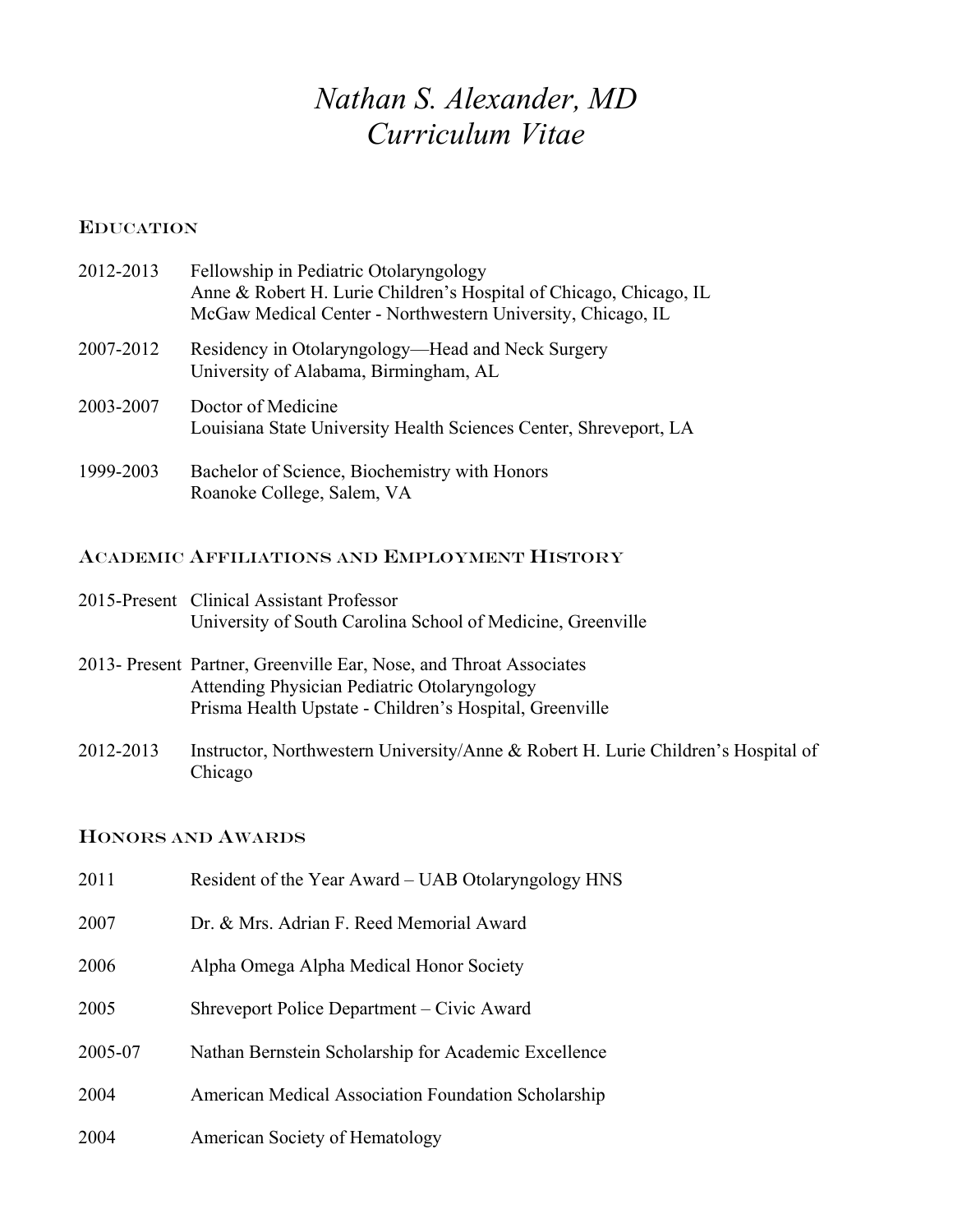# *Nathan S. Alexander, MD*
# *Curriculum Vitae*

## Education

| | |
|---|---|
| 2012-2013 | Fellowship in Pediatric Otolaryngology<br>Anne & Robert H. Lurie Children's Hospital of Chicago, Chicago, IL<br>McGaw Medical Center - Northwestern University, Chicago, IL |
| 2007-2012 | Residency in Otolaryngology—Head and Neck Surgery<br>University of Alabama, Birmingham, AL |
| 2003-2007 | Doctor of Medicine<br>Louisiana State University Health Sciences Center, Shreveport, LA |
| 1999-2003 | Bachelor of Science, Biochemistry with Honors<br>Roanoke College, Salem, VA |

## Academic Affiliations and Employment History

| | |
|---|---|
| 2015-Present | Clinical Assistant Professor<br>University of South Carolina School of Medicine, Greenville |
| 2013- Present | Partner, Greenville Ear, Nose, and Throat Associates<br>Attending Physician Pediatric Otolaryngology<br>Prisma Health Upstate - Children's Hospital, Greenville |
| 2012-2013 | Instructor, Northwestern University/Anne & Robert H. Lurie Children's Hospital of Chicago |

## Honors and Awards

| | |
|---|---|
| 2011 | Resident of the Year Award – UAB Otolaryngology HNS |
| 2007 | Dr. & Mrs. Adrian F. Reed Memorial Award |
| 2006 | Alpha Omega Alpha Medical Honor Society |
| 2005 | Shreveport Police Department – Civic Award |
| 2005-07 | Nathan Bernstein Scholarship for Academic Excellence |
| 2004 | American Medical Association Foundation Scholarship |
| 2004 | American Society of Hematology |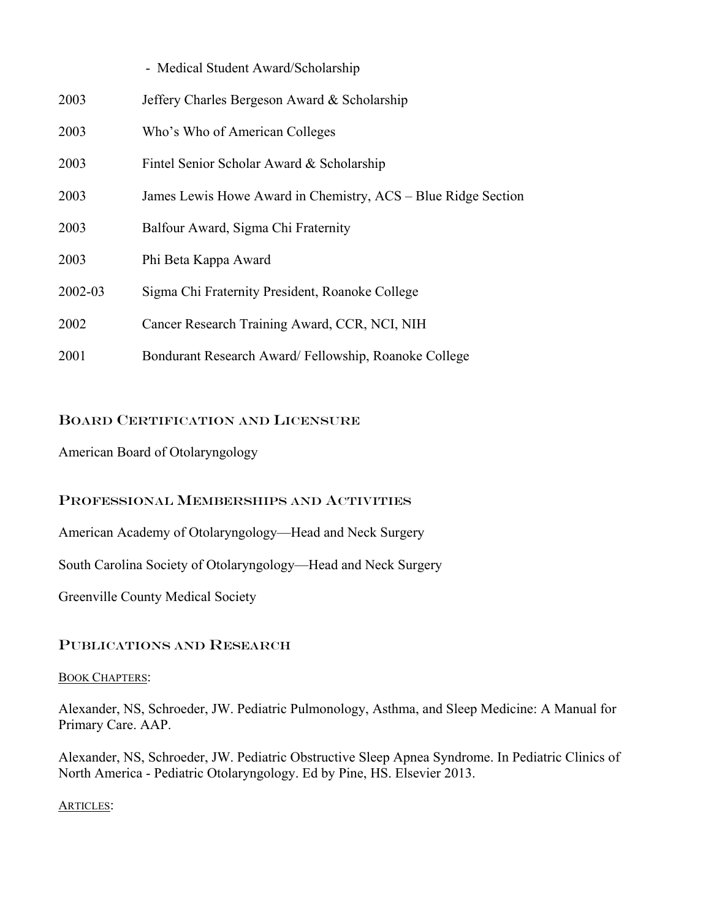- Medical Student Award/Scholarship

| | |
|---|---|
| 2003 | Jeffery Charles Bergeson Award & Scholarship |
| 2003 | Who's Who of American Colleges |
| 2003 | Fintel Senior Scholar Award & Scholarship |
| 2003 | James Lewis Howe Award in Chemistry, ACS – Blue Ridge Section |
| 2003 | Balfour Award, Sigma Chi Fraternity |
| 2003 | Phi Beta Kappa Award |
| 2002-03 | Sigma Chi Fraternity President, Roanoke College |
| 2002 | Cancer Research Training Award, CCR, NCI, NIH |
| 2001 | Bondurant Research Award/ Fellowship, Roanoke College |

## Board Certification and Licensure

American Board of Otolaryngology

## Professional Memberships and Activities

American Academy of Otolaryngology—Head and Neck Surgery

South Carolina Society of Otolaryngology—Head and Neck Surgery

Greenville County Medical Society

## Publications and Research

BOOK CHAPTERS:

Alexander, NS, Schroeder, JW. Pediatric Pulmonology, Asthma, and Sleep Medicine: A Manual for Primary Care. AAP.

Alexander, NS, Schroeder, JW. Pediatric Obstructive Sleep Apnea Syndrome. In Pediatric Clinics of North America - Pediatric Otolaryngology. Ed by Pine, HS. Elsevier 2013.

ARTICLES: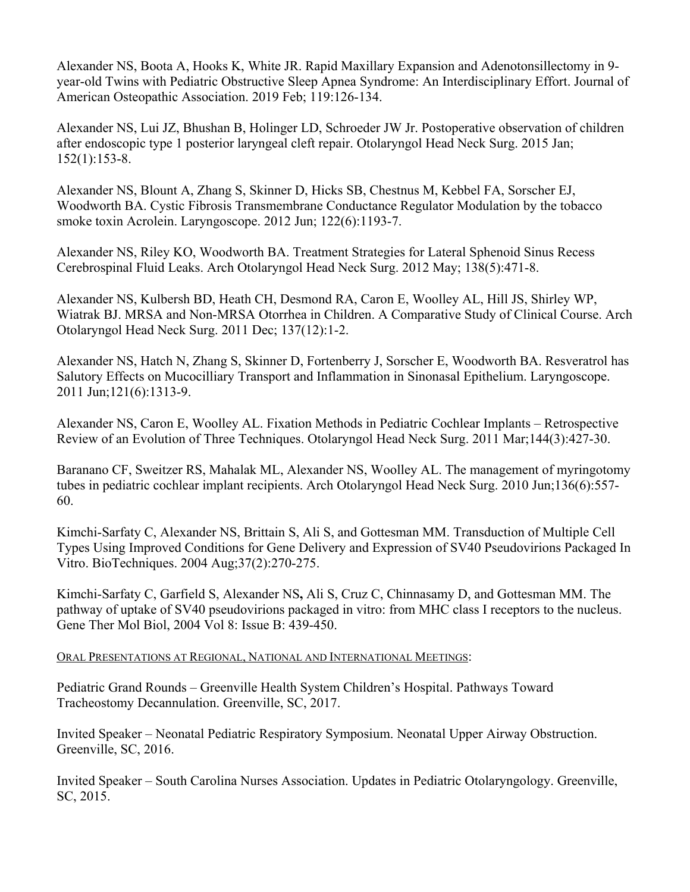Alexander NS, Boota A, Hooks K, White JR. Rapid Maxillary Expansion and Adenotonsillectomy in 9-year-old Twins with Pediatric Obstructive Sleep Apnea Syndrome: An Interdisciplinary Effort. Journal of American Osteopathic Association. 2019 Feb; 119:126-134.

Alexander NS, Lui JZ, Bhushan B, Holinger LD, Schroeder JW Jr. Postoperative observation of children after endoscopic type 1 posterior laryngeal cleft repair. Otolaryngol Head Neck Surg. 2015 Jan; 152(1):153-8.

Alexander NS, Blount A, Zhang S, Skinner D, Hicks SB, Chestnus M, Kebbel FA, Sorscher EJ, Woodworth BA. Cystic Fibrosis Transmembrane Conductance Regulator Modulation by the tobacco smoke toxin Acrolein. Laryngoscope. 2012 Jun; 122(6):1193-7.

Alexander NS, Riley KO, Woodworth BA. Treatment Strategies for Lateral Sphenoid Sinus Recess Cerebrospinal Fluid Leaks. Arch Otolaryngol Head Neck Surg. 2012 May; 138(5):471-8.

Alexander NS, Kulbersh BD, Heath CH, Desmond RA, Caron E, Woolley AL, Hill JS, Shirley WP, Wiatrak BJ. MRSA and Non-MRSA Otorrhea in Children. A Comparative Study of Clinical Course. Arch Otolaryngol Head Neck Surg. 2011 Dec; 137(12):1-2.

Alexander NS, Hatch N, Zhang S, Skinner D, Fortenberry J, Sorscher E, Woodworth BA. Resveratrol has Salutory Effects on Mucocilliary Transport and Inflammation in Sinonasal Epithelium. Laryngoscope. 2011 Jun;121(6):1313-9.

Alexander NS, Caron E, Woolley AL. Fixation Methods in Pediatric Cochlear Implants – Retrospective Review of an Evolution of Three Techniques. Otolaryngol Head Neck Surg. 2011 Mar;144(3):427-30.

Baranano CF, Sweitzer RS, Mahalak ML, Alexander NS, Woolley AL. The management of myringotomy tubes in pediatric cochlear implant recipients. Arch Otolaryngol Head Neck Surg. 2010 Jun;136(6):557-60.

Kimchi-Sarfaty C, Alexander NS, Brittain S, Ali S, and Gottesman MM. Transduction of Multiple Cell Types Using Improved Conditions for Gene Delivery and Expression of SV40 Pseudovirions Packaged In Vitro. BioTechniques. 2004 Aug;37(2):270-275.

Kimchi-Sarfaty C, Garfield S, Alexander NS**,** Ali S, Cruz C, Chinnasamy D, and Gottesman MM. The pathway of uptake of SV40 pseudovirions packaged in vitro: from MHC class I receptors to the nucleus. Gene Ther Mol Biol, 2004 Vol 8: Issue B: 439-450.

ORAL PRESENTATIONS AT REGIONAL, NATIONAL AND INTERNATIONAL MEETINGS:

Pediatric Grand Rounds – Greenville Health System Children's Hospital. Pathways Toward Tracheostomy Decannulation. Greenville, SC, 2017.

Invited Speaker – Neonatal Pediatric Respiratory Symposium. Neonatal Upper Airway Obstruction. Greenville, SC, 2016.

Invited Speaker – South Carolina Nurses Association. Updates in Pediatric Otolaryngology. Greenville, SC, 2015.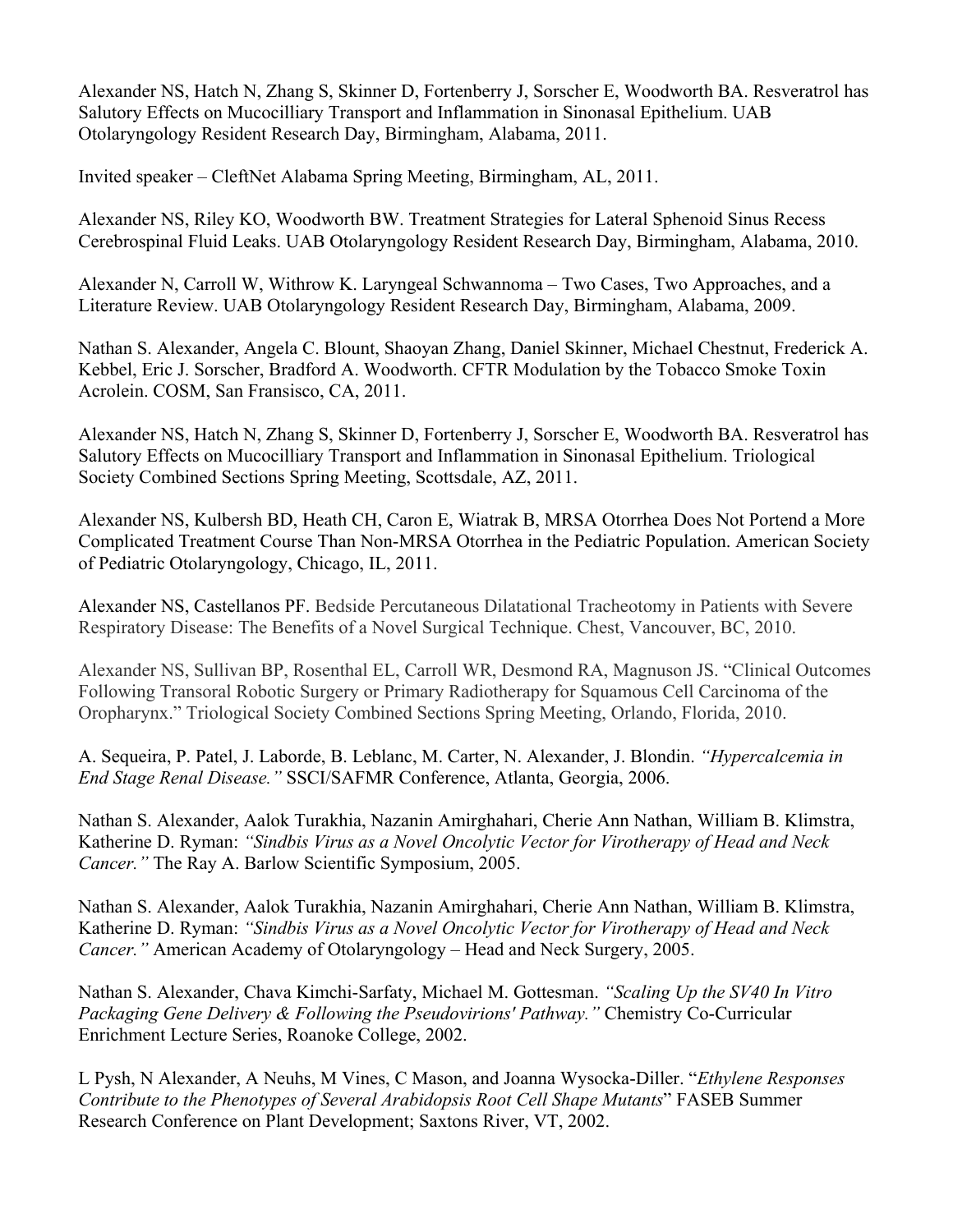Alexander NS, Hatch N, Zhang S, Skinner D, Fortenberry J, Sorscher E, Woodworth BA. Resveratrol has Salutory Effects on Mucocilliary Transport and Inflammation in Sinonasal Epithelium. UAB Otolaryngology Resident Research Day, Birmingham, Alabama, 2011.

Invited speaker – CleftNet Alabama Spring Meeting, Birmingham, AL, 2011.

Alexander NS, Riley KO, Woodworth BW. Treatment Strategies for Lateral Sphenoid Sinus Recess Cerebrospinal Fluid Leaks. UAB Otolaryngology Resident Research Day, Birmingham, Alabama, 2010.

Alexander N, Carroll W, Withrow K. Laryngeal Schwannoma – Two Cases, Two Approaches, and a Literature Review. UAB Otolaryngology Resident Research Day, Birmingham, Alabama, 2009.

Nathan S. Alexander, Angela C. Blount, Shaoyan Zhang, Daniel Skinner, Michael Chestnut, Frederick A. Kebbel, Eric J. Sorscher, Bradford A. Woodworth. CFTR Modulation by the Tobacco Smoke Toxin Acrolein. COSM, San Fransisco, CA, 2011.

Alexander NS, Hatch N, Zhang S, Skinner D, Fortenberry J, Sorscher E, Woodworth BA. Resveratrol has Salutory Effects on Mucocilliary Transport and Inflammation in Sinonasal Epithelium. Triological Society Combined Sections Spring Meeting, Scottsdale, AZ, 2011.

Alexander NS, Kulbersh BD, Heath CH, Caron E, Wiatrak B, MRSA Otorrhea Does Not Portend a More Complicated Treatment Course Than Non-MRSA Otorrhea in the Pediatric Population. American Society of Pediatric Otolaryngology, Chicago, IL, 2011.

Alexander NS, Castellanos PF. Bedside Percutaneous Dilatational Tracheotomy in Patients with Severe Respiratory Disease: The Benefits of a Novel Surgical Technique. Chest, Vancouver, BC, 2010.

Alexander NS, Sullivan BP, Rosenthal EL, Carroll WR, Desmond RA, Magnuson JS. "Clinical Outcomes Following Transoral Robotic Surgery or Primary Radiotherapy for Squamous Cell Carcinoma of the Oropharynx." Triological Society Combined Sections Spring Meeting, Orlando, Florida, 2010.

A. Sequeira, P. Patel, J. Laborde, B. Leblanc, M. Carter, N. Alexander, J. Blondin. *"Hypercalcemia in End Stage Renal Disease."* SSCI/SAFMR Conference, Atlanta, Georgia, 2006.

Nathan S. Alexander, Aalok Turakhia, Nazanin Amirghahari, Cherie Ann Nathan, William B. Klimstra, Katherine D. Ryman: *"Sindbis Virus as a Novel Oncolytic Vector for Virotherapy of Head and Neck Cancer."* The Ray A. Barlow Scientific Symposium, 2005.

Nathan S. Alexander, Aalok Turakhia, Nazanin Amirghahari, Cherie Ann Nathan, William B. Klimstra, Katherine D. Ryman: *"Sindbis Virus as a Novel Oncolytic Vector for Virotherapy of Head and Neck Cancer."* American Academy of Otolaryngology – Head and Neck Surgery, 2005.

Nathan S. Alexander, Chava Kimchi-Sarfaty, Michael M. Gottesman. *"Scaling Up the SV40 In Vitro Packaging Gene Delivery & Following the Pseudovirions' Pathway."* Chemistry Co-Curricular Enrichment Lecture Series, Roanoke College, 2002.

L Pysh, N Alexander, A Neuhs, M Vines, C Mason, and Joanna Wysocka-Diller. "*Ethylene Responses Contribute to the Phenotypes of Several Arabidopsis Root Cell Shape Mutants*" FASEB Summer Research Conference on Plant Development; Saxtons River, VT, 2002.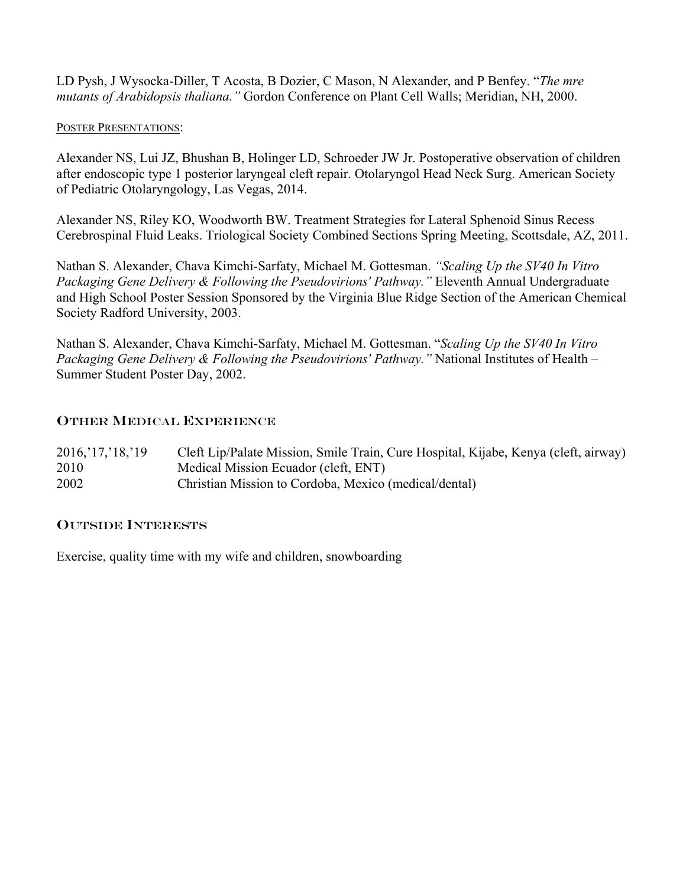LD Pysh, J Wysocka-Diller, T Acosta, B Dozier, C Mason, N Alexander, and P Benfey. "*The mre mutants of Arabidopsis thaliana.*" Gordon Conference on Plant Cell Walls; Meridian, NH, 2000.

POSTER PRESENTATIONS:

Alexander NS, Lui JZ, Bhushan B, Holinger LD, Schroeder JW Jr. Postoperative observation of children after endoscopic type 1 posterior laryngeal cleft repair. Otolaryngol Head Neck Surg. American Society of Pediatric Otolaryngology, Las Vegas, 2014.

Alexander NS, Riley KO, Woodworth BW. Treatment Strategies for Lateral Sphenoid Sinus Recess Cerebrospinal Fluid Leaks. Triological Society Combined Sections Spring Meeting, Scottsdale, AZ, 2011.

Nathan S. Alexander, Chava Kimchi-Sarfaty, Michael M. Gottesman. *"Scaling Up the SV40 In Vitro Packaging Gene Delivery & Following the Pseudovirions' Pathway."* Eleventh Annual Undergraduate and High School Poster Session Sponsored by the Virginia Blue Ridge Section of the American Chemical Society Radford University, 2003.

Nathan S. Alexander, Chava Kimchi-Sarfaty, Michael M. Gottesman. "*Scaling Up the SV40 In Vitro Packaging Gene Delivery & Following the Pseudovirions' Pathway.*" National Institutes of Health – Summer Student Poster Day, 2002.

## Other Medical Experience

| | |
|---|---|
| 2016,'17,'18,'19 | Cleft Lip/Palate Mission, Smile Train, Cure Hospital, Kijabe, Kenya (cleft, airway) |
| 2010 | Medical Mission Ecuador (cleft, ENT) |
| 2002 | Christian Mission to Cordoba, Mexico (medical/dental) |

## Outside Interests

Exercise, quality time with my wife and children, snowboarding